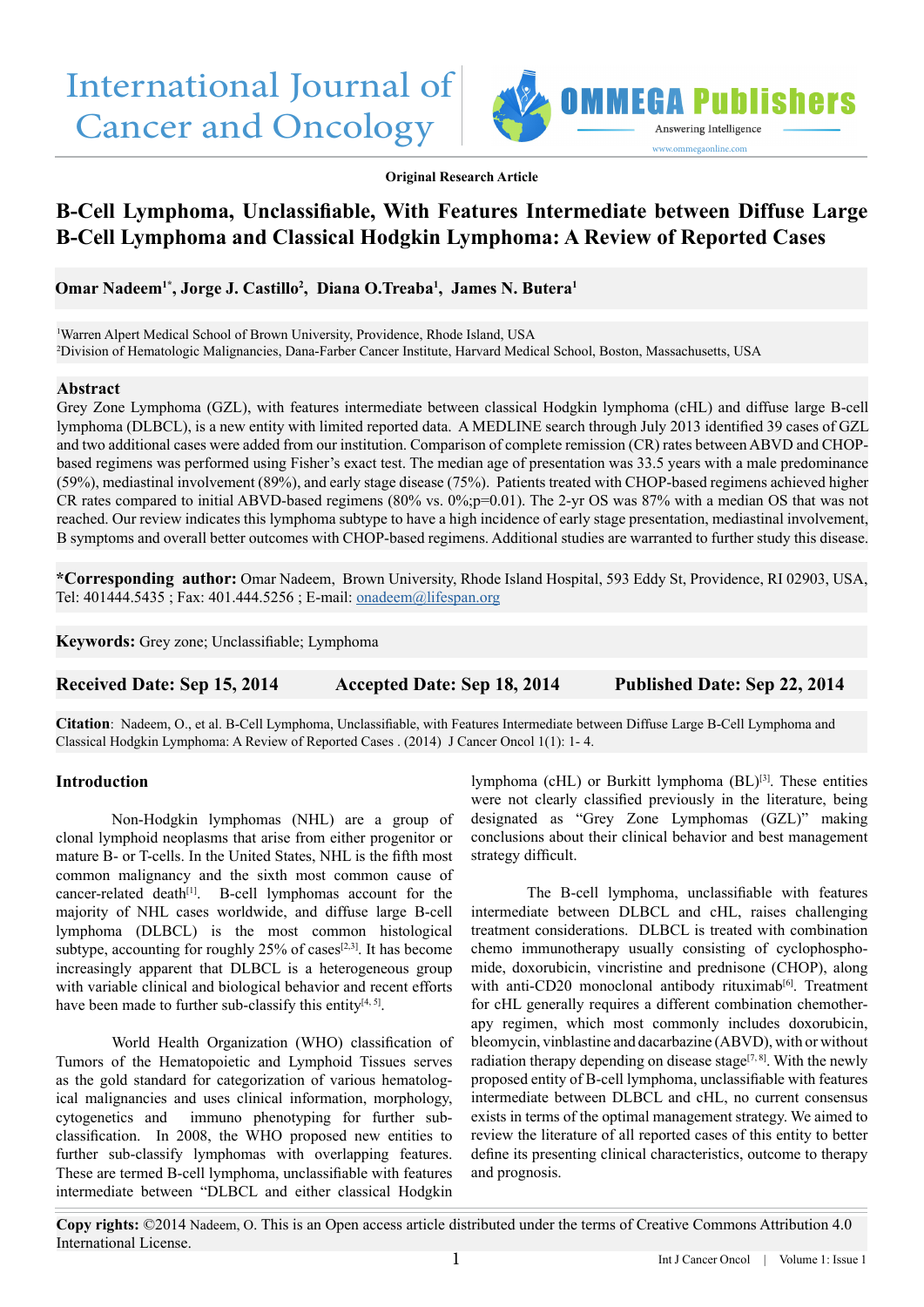Original Research Article

# B-Cell Lymphoma, Unclassifiable, With Features Intermediate between Diffuse Large B-Cell Lymphoma and Classical Hodgkin Lymphoma: A Review of Reported Cases

**Omar Nadeem[1*], Jorge J. Castillo[2], Diana O.Treaba[1], James N. Butera[1]**

[1]Warren Alpert Medical School of Brown University, Providence, Rhode Island, USA
[2]Division of Hematologic Malignancies, Dana-Farber Cancer Institute, Harvard Medical School, Boston, Massachusetts, USA

## Abstract

Grey Zone Lymphoma (GZL), with features intermediate between classical Hodgkin lymphoma (cHL) and diffuse large B-cell lymphoma (DLBCL), is a new entity with limited reported data. A MEDLINE search through July 2013 identified 39 cases of GZL and two additional cases were added from our institution. Comparison of complete remission (CR) rates between ABVD and CHOP-based regimens was performed using Fisher's exact test. The median age of presentation was 33.5 years with a male predominance (59%), mediastinal involvement (89%), and early stage disease (75%). Patients treated with CHOP-based regimens achieved higher CR rates compared to initial ABVD-based regimens (80% vs. 0%;p=0.01). The 2-yr OS was 87% with a median OS that was not reached. Our review indicates this lymphoma subtype to have a high incidence of early stage presentation, mediastinal involvement, B symptoms and overall better outcomes with CHOP-based regimens. Additional studies are warranted to further study this disease.

**\*Corresponding author:** Omar Nadeem, Brown University, Rhode Island Hospital, 593 Eddy St, Providence, RI 02903, USA, Tel: 401444.5435 ; Fax: 401.444.5256 ; E-mail: onadeem@lifespan.org

**Keywords:** Grey zone; Unclassifiable; Lymphoma

**Received Date: Sep 15, 2014** **Accepted Date: Sep 18, 2014** **Published Date: Sep 22, 2014**

**Citation**: Nadeem, O., et al. B-Cell Lymphoma, Unclassifiable, with Features Intermediate between Diffuse Large B-Cell Lymphoma and Classical Hodgkin Lymphoma: A Review of Reported Cases . (2014) J Cancer Oncol 1(1): 1- 4.

## Introduction

Non-Hodgkin lymphomas (NHL) are a group of clonal lymphoid neoplasms that arise from either progenitor or mature B- or T-cells. In the United States, NHL is the fifth most common malignancy and the sixth most common cause of cancer-related death[1]. B-cell lymphomas account for the majority of NHL cases worldwide, and diffuse large B-cell lymphoma (DLBCL) is the most common histological subtype, accounting for roughly 25% of cases[2,3]. It has become increasingly apparent that DLBCL is a heterogeneous group with variable clinical and biological behavior and recent efforts have been made to further sub-classify this entity[4, 5].

World Health Organization (WHO) classification of Tumors of the Hematopoietic and Lymphoid Tissues serves as the gold standard for categorization of various hematological malignancies and uses clinical information, morphology, cytogenetics and immuno phenotyping for further sub-classification. In 2008, the WHO proposed new entities to further sub-classify lymphomas with overlapping features. These are termed B-cell lymphoma, unclassifiable with features intermediate between "DLBCL and either classical Hodgkin lymphoma (cHL) or Burkitt lymphoma (BL)[3]. These entities were not clearly classified previously in the literature, being designated as "Grey Zone Lymphomas (GZL)" making conclusions about their clinical behavior and best management strategy difficult.

The B-cell lymphoma, unclassifiable with features intermediate between DLBCL and cHL, raises challenging treatment considerations. DLBCL is treated with combination chemo immunotherapy usually consisting of cyclophosphomide, doxorubicin, vincristine and prednisone (CHOP), along with anti-CD20 monoclonal antibody rituximab[6]. Treatment for cHL generally requires a different combination chemotherapy regimen, which most commonly includes doxorubicin, bleomycin, vinblastine and dacarbazine (ABVD), with or without radiation therapy depending on disease stage[7, 8]. With the newly proposed entity of B-cell lymphoma, unclassifiable with features intermediate between DLBCL and cHL, no current consensus exists in terms of the optimal management strategy. We aimed to review the literature of all reported cases of this entity to better define its presenting clinical characteristics, outcome to therapy and prognosis.

**Copy rights:** ©2014 Nadeem, O. This is an Open access article distributed under the terms of Creative Commons Attribution 4.0 International License.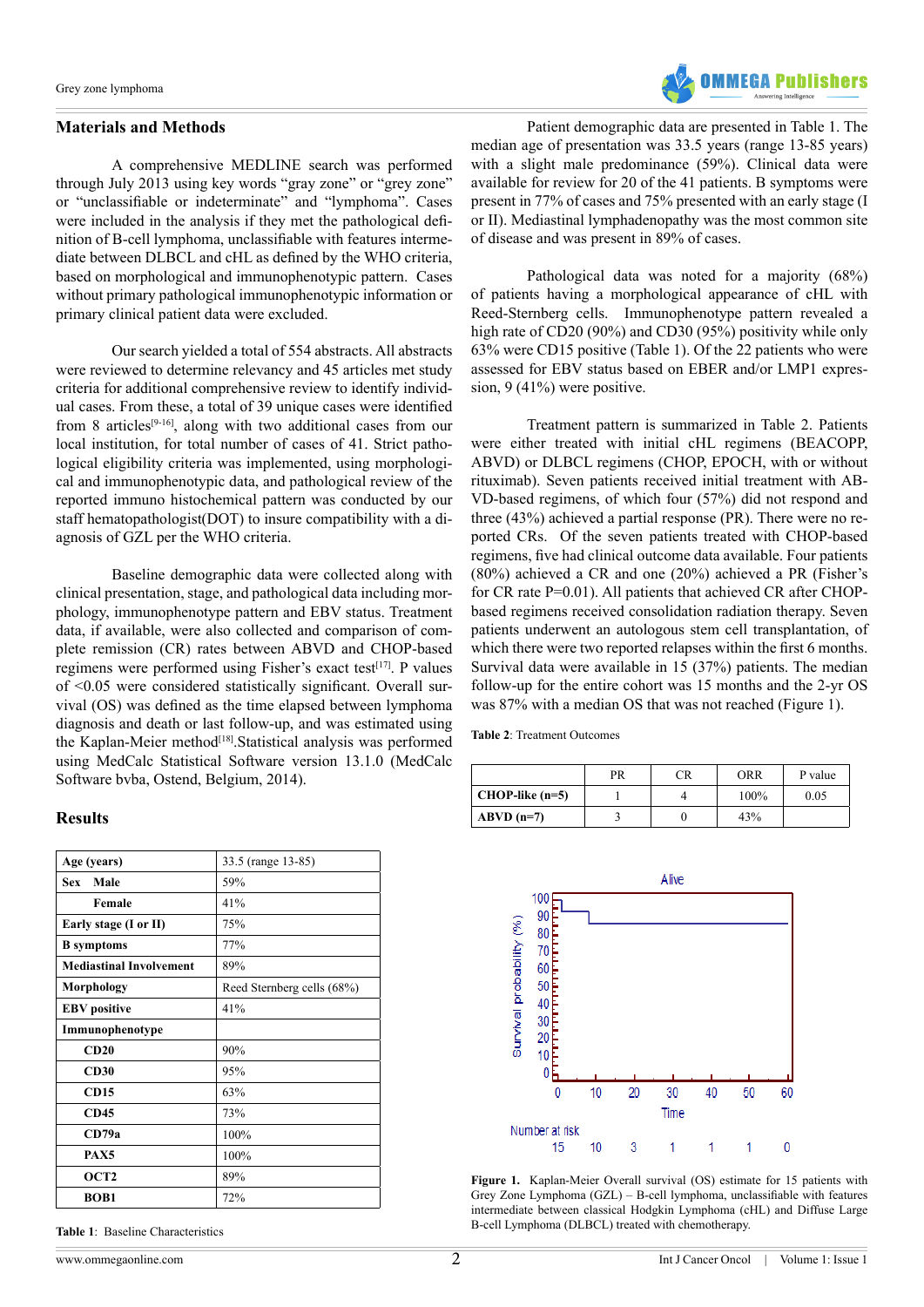## Materials and Methods

A comprehensive MEDLINE search was performed through July 2013 using key words "gray zone" or "grey zone" or "unclassifiable or indeterminate" and "lymphoma". Cases were included in the analysis if they met the pathological definition of B-cell lymphoma, unclassifiable with features intermediate between DLBCL and cHL as defined by the WHO criteria, based on morphological and immunophenotypic pattern. Cases without primary pathological immunophenotypic information or primary clinical patient data were excluded.

Our search yielded a total of 554 abstracts. All abstracts were reviewed to determine relevancy and 45 articles met study criteria for additional comprehensive review to identify individual cases. From these, a total of 39 unique cases were identified from 8 articles[9-16], along with two additional cases from our local institution, for total number of cases of 41. Strict pathological eligibility criteria was implemented, using morphological and immunophenotypic data, and pathological review of the reported immuno histochemical pattern was conducted by our staff hematopathologist(DOT) to insure compatibility with a diagnosis of GZL per the WHO criteria.

Baseline demographic data were collected along with clinical presentation, stage, and pathological data including morphology, immunophenotype pattern and EBV status. Treatment data, if available, were also collected and comparison of complete remission (CR) rates between ABVD and CHOP-based regimens were performed using Fisher's exact test[17]. P values of <0.05 were considered statistically significant. Overall survival (OS) was defined as the time elapsed between lymphoma diagnosis and death or last follow-up, and was estimated using the Kaplan-Meier method[18].Statistical analysis was performed using MedCalc Statistical Software version 13.1.0 (MedCalc Software bvba, Ostend, Belgium, 2014).

## Results

| Age (years) | 33.5 (range 13-85) |
|---|---|
| Sex Male | 59% |
| Female | 41% |
| Early stage (I or II) | 75% |
| B symptoms | 77% |
| Mediastinal Involvement | 89% |
| Morphology | Reed Sternberg cells (68%) |
| EBV positive | 41% |
| Immunophenotype | |
| CD20 | 90% |
| CD30 | 95% |
| CD15 | 63% |
| CD45 | 73% |
| CD79a | 100% |
| PAX5 | 100% |
| OCT2 | 89% |
| BOB1 | 72% |

**Table 1**: Baseline Characteristics

Patient demographic data are presented in Table 1. The median age of presentation was 33.5 years (range 13-85 years) with a slight male predominance (59%). Clinical data were available for review for 20 of the 41 patients. B symptoms were present in 77% of cases and 75% presented with an early stage (I or II). Mediastinal lymphadenopathy was the most common site of disease and was present in 89% of cases.

Pathological data was noted for a majority (68%) of patients having a morphological appearance of cHL with Reed-Sternberg cells. Immunophenotype pattern revealed a high rate of CD20 (90%) and CD30 (95%) positivity while only 63% were CD15 positive (Table 1). Of the 22 patients who were assessed for EBV status based on EBER and/or LMP1 expression, 9 (41%) were positive.

Treatment pattern is summarized in Table 2. Patients were either treated with initial cHL regimens (BEACOPP, ABVD) or DLBCL regimens (CHOP, EPOCH, with or without rituximab). Seven patients received initial treatment with ABVD-based regimens, of which four (57%) did not respond and three (43%) achieved a partial response (PR). There were no reported CRs. Of the seven patients treated with CHOP-based regimens, five had clinical outcome data available. Four patients (80%) achieved a CR and one (20%) achieved a PR (Fisher's for CR rate P=0.01). All patients that achieved CR after CHOP-based regimens received consolidation radiation therapy. Seven patients underwent an autologous stem cell transplantation, of which there were two reported relapses within the first 6 months. Survival data were available in 15 (37%) patients. The median follow-up for the entire cohort was 15 months and the 2-yr OS was 87% with a median OS that was not reached (Figure 1).

**Table 2**: Treatment Outcomes

| | PR | CR | ORR | P value |
|---|---|---|---|---|
| **CHOP-like (n=5)** | 1 | 4 | 100% | 0.05 |
| **ABVD (n=7)** | 3 | 0 | 43% | |

**Figure 1.** Kaplan-Meier Overall survival (OS) estimate for 15 patients with Grey Zone Lymphoma (GZL) – B-cell lymphoma, unclassifiable with features intermediate between classical Hodgkin Lymphoma (cHL) and Diffuse Large B-cell Lymphoma (DLBCL) treated with chemotherapy.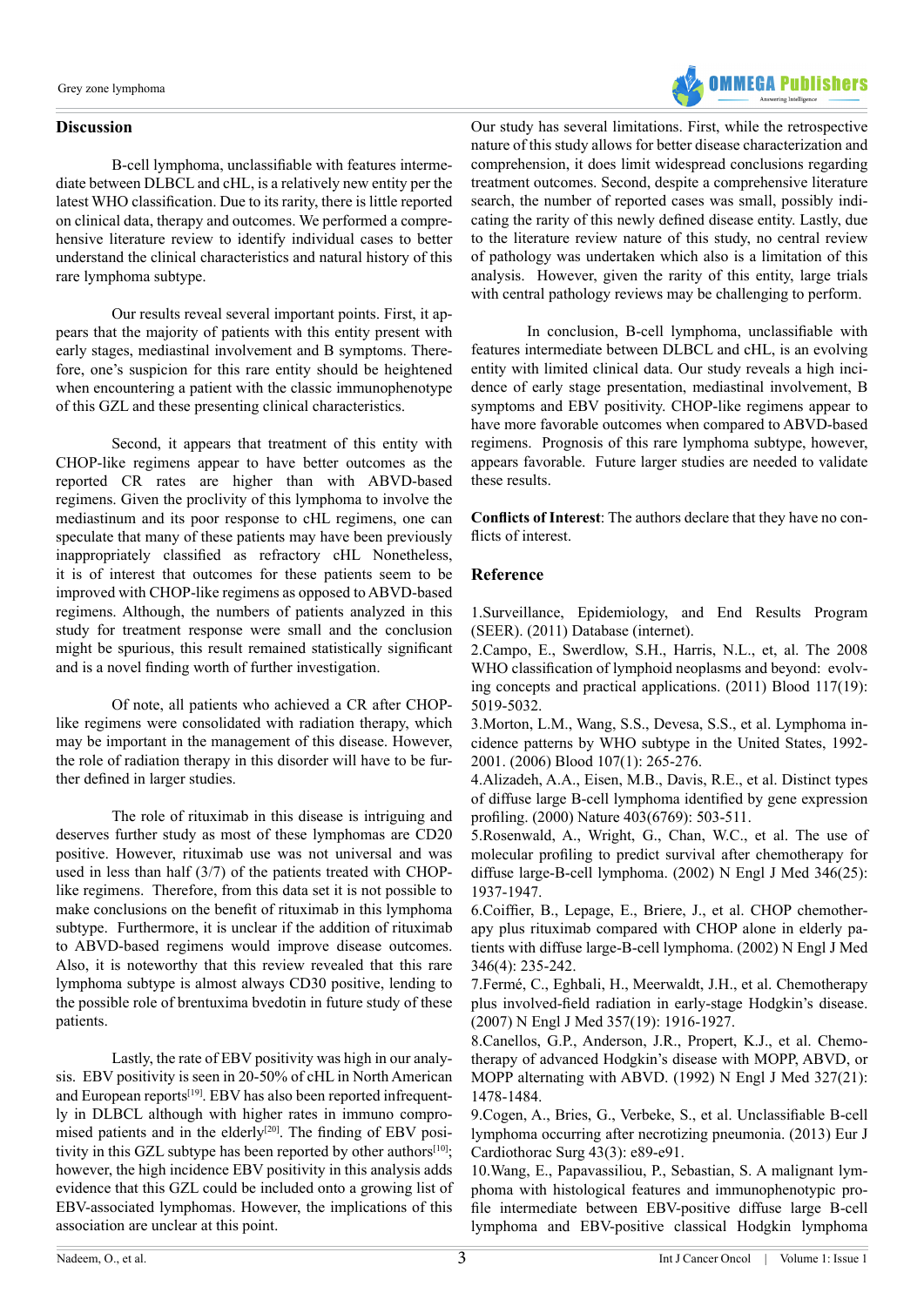## Discussion

B-cell lymphoma, unclassifiable with features intermediate between DLBCL and cHL, is a relatively new entity per the latest WHO classification. Due to its rarity, there is little reported on clinical data, therapy and outcomes. We performed a comprehensive literature review to identify individual cases to better understand the clinical characteristics and natural history of this rare lymphoma subtype.

Our results reveal several important points. First, it appears that the majority of patients with this entity present with early stages, mediastinal involvement and B symptoms. Therefore, one's suspicion for this rare entity should be heightened when encountering a patient with the classic immunophenotype of this GZL and these presenting clinical characteristics.

Second, it appears that treatment of this entity with CHOP-like regimens appear to have better outcomes as the reported CR rates are higher than with ABVD-based regimens. Given the proclivity of this lymphoma to involve the mediastinum and its poor response to cHL regimens, one can speculate that many of these patients may have been previously inappropriately classified as refractory cHL Nonetheless, it is of interest that outcomes for these patients seem to be improved with CHOP-like regimens as opposed to ABVD-based regimens. Although, the numbers of patients analyzed in this study for treatment response were small and the conclusion might be spurious, this result remained statistically significant and is a novel finding worth of further investigation.

Of note, all patients who achieved a CR after CHOP-like regimens were consolidated with radiation therapy, which may be important in the management of this disease. However, the role of radiation therapy in this disorder will have to be further defined in larger studies.

The role of rituximab in this disease is intriguing and deserves further study as most of these lymphomas are CD20 positive. However, rituximab use was not universal and was used in less than half (3/7) of the patients treated with CHOP-like regimens. Therefore, from this data set it is not possible to make conclusions on the benefit of rituximab in this lymphoma subtype. Furthermore, it is unclear if the addition of rituximab to ABVD-based regimens would improve disease outcomes. Also, it is noteworthy that this review revealed that this rare lymphoma subtype is almost always CD30 positive, lending to the possible role of brentuxima bvedotin in future study of these patients.

Lastly, the rate of EBV positivity was high in our analysis. EBV positivity is seen in 20-50% of cHL in North American and European reports[19]. EBV has also been reported infrequently in DLBCL although with higher rates in immuno compromised patients and in the elderly[20]. The finding of EBV positivity in this GZL subtype has been reported by other authors[10]; however, the high incidence EBV positivity in this analysis adds evidence that this GZL could be included onto a growing list of EBV-associated lymphomas. However, the implications of this association are unclear at this point.

Our study has several limitations. First, while the retrospective nature of this study allows for better disease characterization and comprehension, it does limit widespread conclusions regarding treatment outcomes. Second, despite a comprehensive literature search, the number of reported cases was small, possibly indicating the rarity of this newly defined disease entity. Lastly, due to the literature review nature of this study, no central review of pathology was undertaken which also is a limitation of this analysis. However, given the rarity of this entity, large trials with central pathology reviews may be challenging to perform.

In conclusion, B-cell lymphoma, unclassifiable with features intermediate between DLBCL and cHL, is an evolving entity with limited clinical data. Our study reveals a high incidence of early stage presentation, mediastinal involvement, B symptoms and EBV positivity. CHOP-like regimens appear to have more favorable outcomes when compared to ABVD-based regimens. Prognosis of this rare lymphoma subtype, however, appears favorable. Future larger studies are needed to validate these results.

**Conflicts of Interest**: The authors declare that they have no conflicts of interest.

## Reference

1. Surveillance, Epidemiology, and End Results Program (SEER). (2011) Database (internet).
2. Campo, E., Swerdlow, S.H., Harris, N.L., et, al. The 2008 WHO classification of lymphoid neoplasms and beyond: evolving concepts and practical applications. (2011) Blood 117(19): 5019-5032.
3. Morton, L.M., Wang, S.S., Devesa, S.S., et al. Lymphoma incidence patterns by WHO subtype in the United States, 1992-2001. (2006) Blood 107(1): 265-276.
4. Alizadeh, A.A., Eisen, M.B., Davis, R.E., et al. Distinct types of diffuse large B-cell lymphoma identified by gene expression profiling. (2000) Nature 403(6769): 503-511.
5. Rosenwald, A., Wright, G., Chan, W.C., et al. The use of molecular profiling to predict survival after chemotherapy for diffuse large-B-cell lymphoma. (2002) N Engl J Med 346(25): 1937-1947.
6. Coiffier, B., Lepage, E., Briere, J., et al. CHOP chemotherapy plus rituximab compared with CHOP alone in elderly patients with diffuse large-B-cell lymphoma. (2002) N Engl J Med 346(4): 235-242.
7. Fermé, C., Eghbali, H., Meerwaldt, J.H., et al. Chemotherapy plus involved-field radiation in early-stage Hodgkin's disease. (2007) N Engl J Med 357(19): 1916-1927.
8. Canellos, G.P., Anderson, J.R., Propert, K.J., et al. Chemotherapy of advanced Hodgkin's disease with MOPP, ABVD, or MOPP alternating with ABVD. (1992) N Engl J Med 327(21): 1478-1484.
9. Cogen, A., Bries, G., Verbeke, S., et al. Unclassifiable B-cell lymphoma occurring after necrotizing pneumonia. (2013) Eur J Cardiothorac Surg 43(3): e89-e91.
10. Wang, E., Papavassiliou, P., Sebastian, S. A malignant lymphoma with histological features and immunophenotypic profile intermediate between EBV-positive diffuse large B-cell lymphoma and EBV-positive classical Hodgkin lymphoma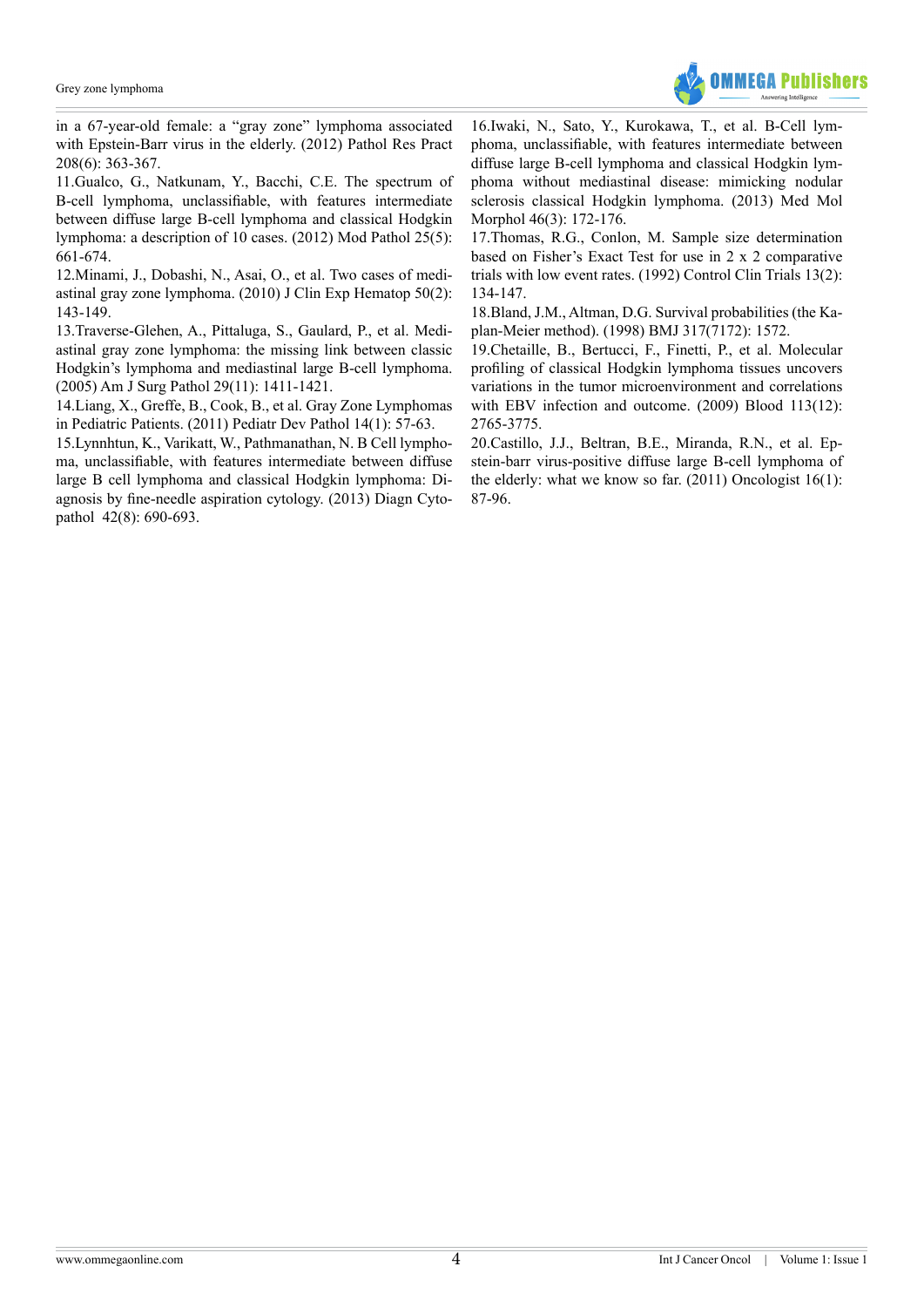in a 67-year-old female: a "gray zone" lymphoma associated with Epstein-Barr virus in the elderly. (2012) Pathol Res Pract 208(6): 363-367.

11.Gualco, G., Natkunam, Y., Bacchi, C.E. The spectrum of B-cell lymphoma, unclassifiable, with features intermediate between diffuse large B-cell lymphoma and classical Hodgkin lymphoma: a description of 10 cases. (2012) Mod Pathol 25(5): 661-674.

12.Minami, J., Dobashi, N., Asai, O., et al. Two cases of mediastinal gray zone lymphoma. (2010) J Clin Exp Hematop 50(2): 143-149.

13.Traverse-Glehen, A., Pittaluga, S., Gaulard, P., et al. Mediastinal gray zone lymphoma: the missing link between classic Hodgkin's lymphoma and mediastinal large B-cell lymphoma. (2005) Am J Surg Pathol 29(11): 1411-1421.

14.Liang, X., Greffe, B., Cook, B., et al. Gray Zone Lymphomas in Pediatric Patients. (2011) Pediatr Dev Pathol 14(1): 57-63.

15.Lynnhtun, K., Varikatt, W., Pathmanathan, N. B Cell lymphoma, unclassifiable, with features intermediate between diffuse large B cell lymphoma and classical Hodgkin lymphoma: Diagnosis by fine-needle aspiration cytology. (2013) Diagn Cytopathol 42(8): 690-693.

16.Iwaki, N., Sato, Y., Kurokawa, T., et al. B-Cell lymphoma, unclassifiable, with features intermediate between diffuse large B-cell lymphoma and classical Hodgkin lymphoma without mediastinal disease: mimicking nodular sclerosis classical Hodgkin lymphoma. (2013) Med Mol Morphol 46(3): 172-176.

17.Thomas, R.G., Conlon, M. Sample size determination based on Fisher's Exact Test for use in 2 x 2 comparative trials with low event rates. (1992) Control Clin Trials 13(2): 134-147.

18.Bland, J.M., Altman, D.G. Survival probabilities (the Kaplan-Meier method). (1998) BMJ 317(7172): 1572.

19.Chetaille, B., Bertucci, F., Finetti, P., et al. Molecular profiling of classical Hodgkin lymphoma tissues uncovers variations in the tumor microenvironment and correlations with EBV infection and outcome. (2009) Blood 113(12): 2765-3775.

20.Castillo, J.J., Beltran, B.E., Miranda, R.N., et al. Epstein-barr virus-positive diffuse large B-cell lymphoma of the elderly: what we know so far. (2011) Oncologist 16(1): 87-96.